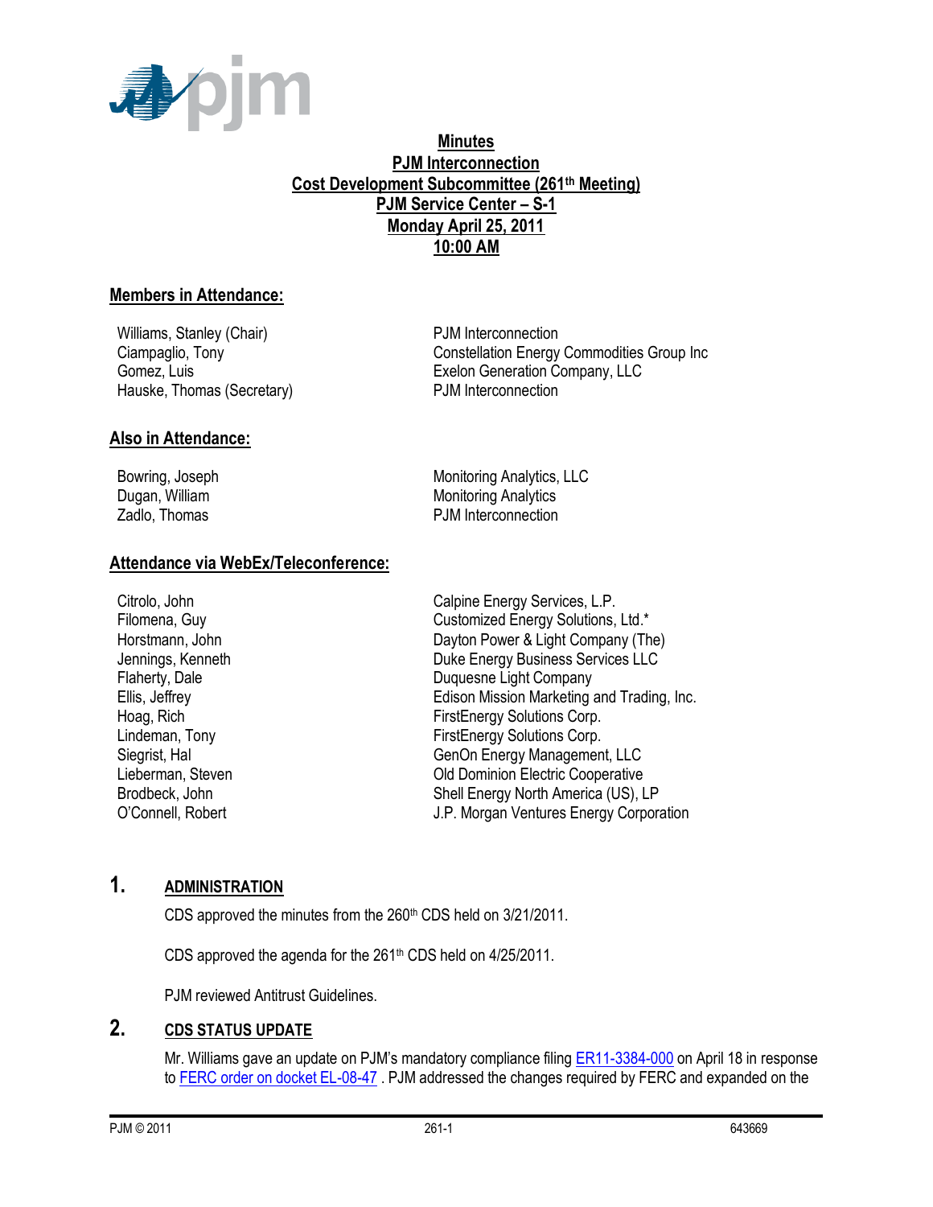# Minutes
## PJM Interconnection
## Cost Development Subcommittee (261st Meeting)
## PJM Service Center – S-1
## Monday April 25, 2011
## 10:00 AM

### Members in Attendance:

| | |
|---|---|
| Williams, Stanley (Chair) | PJM Interconnection |
| Ciampaglio, Tony | Constellation Energy Commodities Group Inc |
| Gomez, Luis | Exelon Generation Company, LLC |
| Hauske, Thomas (Secretary) | PJM Interconnection |

### Also in Attendance:

| | |
|---|---|
| Bowring, Joseph | Monitoring Analytics, LLC |
| Dugan, William | Monitoring Analytics |
| Zadlo, Thomas | PJM Interconnection |

### Attendance via WebEx/Teleconference:

| | |
|---|---|
| Citrolo, John | Calpine Energy Services, L.P. |
| Filomena, Guy | Customized Energy Solutions, Ltd.* |
| Horstmann, John | Dayton Power & Light Company (The) |
| Jennings, Kenneth | Duke Energy Business Services LLC |
| Flaherty, Dale | Duquesne Light Company |
| Ellis, Jeffrey | Edison Mission Marketing and Trading, Inc. |
| Hoag, Rich | FirstEnergy Solutions Corp. |
| Lindeman, Tony | FirstEnergy Solutions Corp. |
| Siegrist, Hal | GenOn Energy Management, LLC |
| Lieberman, Steven | Old Dominion Electric Cooperative |
| Brodbeck, John | Shell Energy North America (US), LP |
| O'Connell, Robert | J.P. Morgan Ventures Energy Corporation |

## 1. ADMINISTRATION

CDS approved the minutes from the 260th CDS held on 3/21/2011.

CDS approved the agenda for the 261st CDS held on 4/25/2011.

PJM reviewed Antitrust Guidelines.

## 2. CDS STATUS UPDATE

Mr. Williams gave an update on PJM's mandatory compliance filing ER11-3384-000 on April 18 in response to FERC order on docket EL-08-47 . PJM addressed the changes required by FERC and expanded on the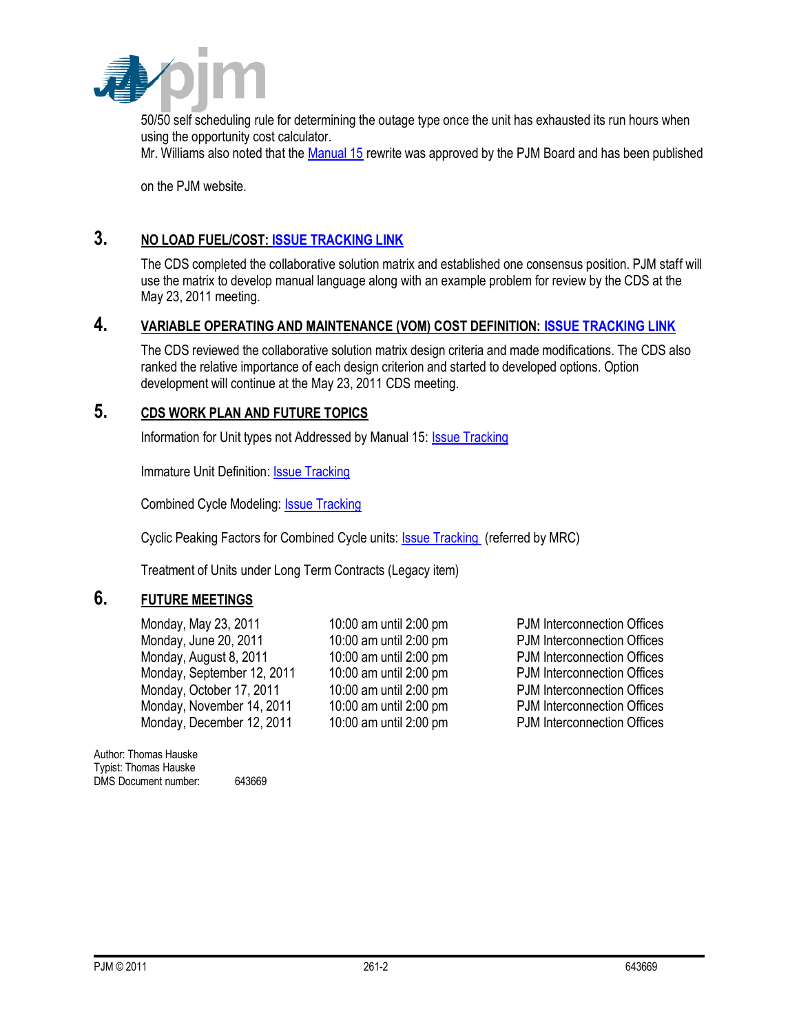50/50 self scheduling rule for determining the outage type once the unit has exhausted its run hours when using the opportunity cost calculator.

Mr. Williams also noted that the Manual 15 rewrite was approved by the PJM Board and has been published on the PJM website.

## 3. NO LOAD FUEL/COST: ISSUE TRACKING LINK

The CDS completed the collaborative solution matrix and established one consensus position. PJM staff will use the matrix to develop manual language along with an example problem for review by the CDS at the May 23, 2011 meeting.

## 4. VARIABLE OPERATING AND MAINTENANCE (VOM) COST DEFINITION: ISSUE TRACKING LINK

The CDS reviewed the collaborative solution matrix design criteria and made modifications. The CDS also ranked the relative importance of each design criterion and started to developed options. Option development will continue at the May 23, 2011 CDS meeting.

## 5. CDS WORK PLAN AND FUTURE TOPICS

Information for Unit types not Addressed by Manual 15: Issue Tracking

Immature Unit Definition: Issue Tracking

Combined Cycle Modeling: Issue Tracking

Cyclic Peaking Factors for Combined Cycle units: Issue Tracking (referred by MRC)

Treatment of Units under Long Term Contracts (Legacy item)

## 6. FUTURE MEETINGS

| | | |
|---|---|---|
| Monday, May 23, 2011 | 10:00 am until 2:00 pm | PJM Interconnection Offices |
| Monday, June 20, 2011 | 10:00 am until 2:00 pm | PJM Interconnection Offices |
| Monday, August 8, 2011 | 10:00 am until 2:00 pm | PJM Interconnection Offices |
| Monday, September 12, 2011 | 10:00 am until 2:00 pm | PJM Interconnection Offices |
| Monday, October 17, 2011 | 10:00 am until 2:00 pm | PJM Interconnection Offices |
| Monday, November 14, 2011 | 10:00 am until 2:00 pm | PJM Interconnection Offices |
| Monday, December 12, 2011 | 10:00 am until 2:00 pm | PJM Interconnection Offices |

Author: Thomas Hauske
Typist: Thomas Hauske
DMS Document number: 643669